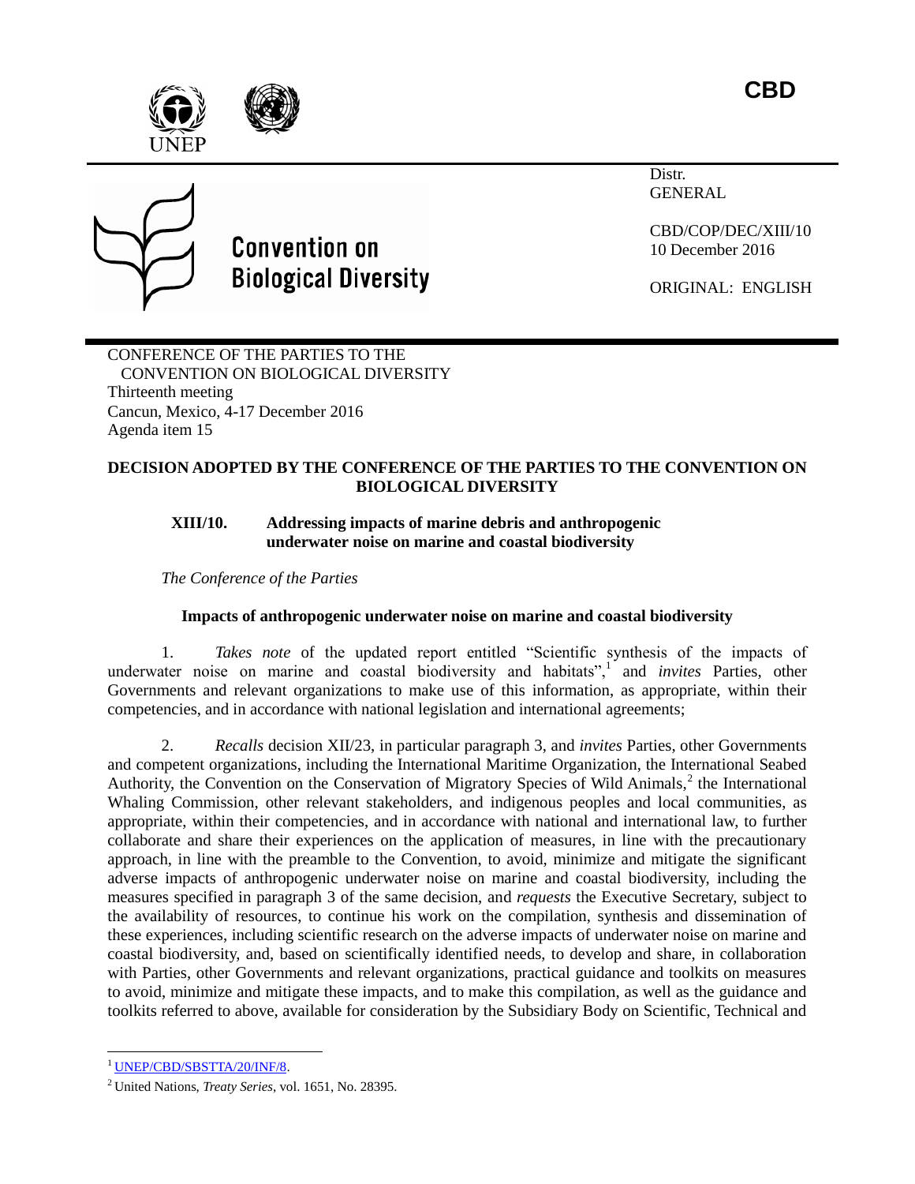**CBD**

Convention on Biological Diversity

Distr.
GENERAL

CBD/COP/DEC/XIII/10
10 December 2016

ORIGINAL: ENGLISH

CONFERENCE OF THE PARTIES TO THE
CONVENTION ON BIOLOGICAL DIVERSITY
Thirteenth meeting
Cancun, Mexico, 4-17 December 2016
Agenda item 15

## DECISION ADOPTED BY THE CONFERENCE OF THE PARTIES TO THE CONVENTION ON BIOLOGICAL DIVERSITY

### XIII/10. Addressing impacts of marine debris and anthropogenic underwater noise on marine and coastal biodiversity

*The Conference of the Parties*

#### Impacts of anthropogenic underwater noise on marine and coastal biodiversity

1. *Takes note* of the updated report entitled "Scientific synthesis of the impacts of underwater noise on marine and coastal biodiversity and habitats",[1] and *invites* Parties, other Governments and relevant organizations to make use of this information, as appropriate, within their competencies, and in accordance with national legislation and international agreements;

2. *Recalls* decision XII/23, in particular paragraph 3, and *invites* Parties, other Governments and competent organizations, including the International Maritime Organization, the International Seabed Authority, the Convention on the Conservation of Migratory Species of Wild Animals,[2] the International Whaling Commission, other relevant stakeholders, and indigenous peoples and local communities, as appropriate, within their competencies, and in accordance with national and international law, to further collaborate and share their experiences on the application of measures, in line with the precautionary approach, in line with the preamble to the Convention, to avoid, minimize and mitigate the significant adverse impacts of anthropogenic underwater noise on marine and coastal biodiversity, including the measures specified in paragraph 3 of the same decision, and *requests* the Executive Secretary, subject to the availability of resources, to continue his work on the compilation, synthesis and dissemination of these experiences, including scientific research on the adverse impacts of underwater noise on marine and coastal biodiversity, and, based on scientifically identified needs, to develop and share, in collaboration with Parties, other Governments and relevant organizations, practical guidance and toolkits on measures to avoid, minimize and mitigate these impacts, and to make this compilation, as well as the guidance and toolkits referred to above, available for consideration by the Subsidiary Body on Scientific, Technical and

---

[1] UNEP/CBD/SBSTTA/20/INF/8.

[2] United Nations, *Treaty Series*, vol. 1651, No. 28395.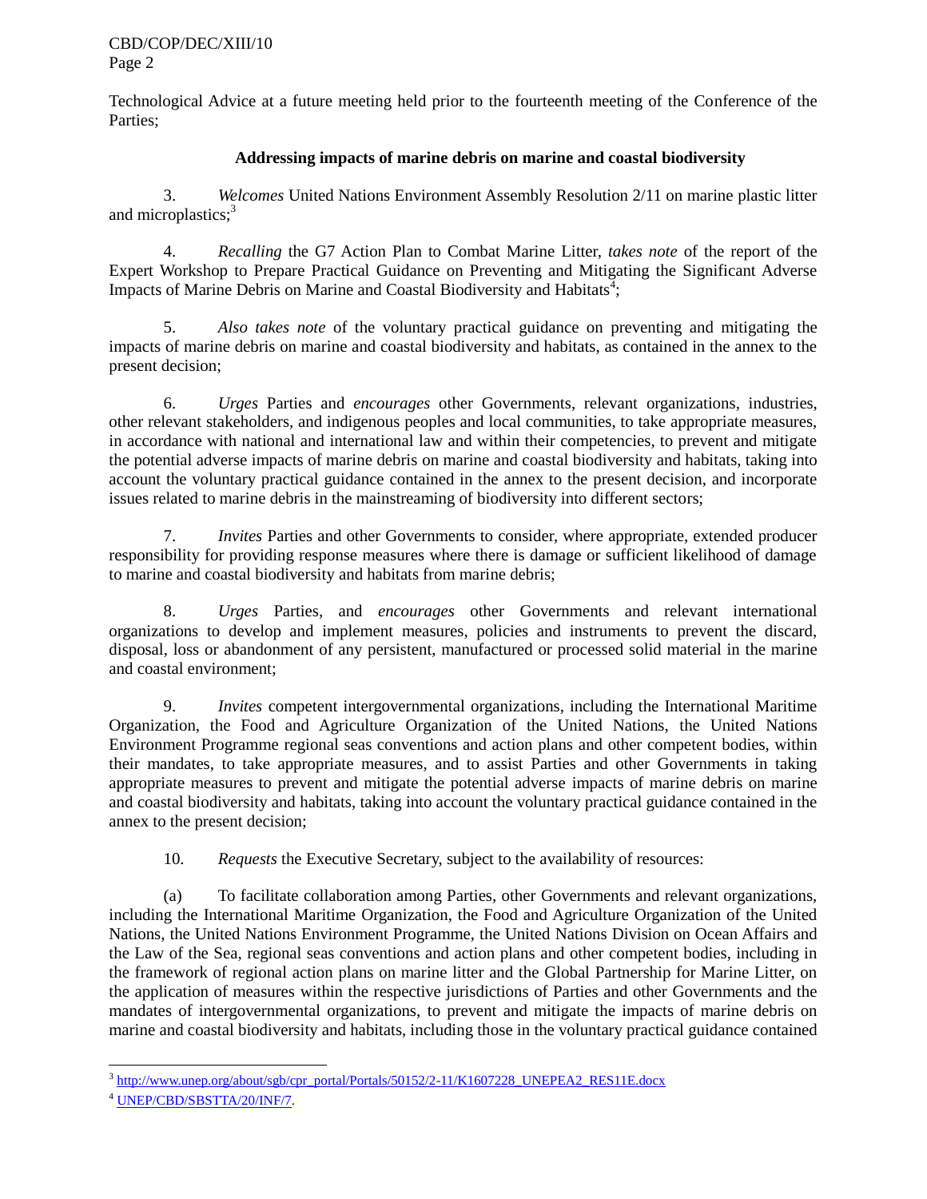Technological Advice at a future meeting held prior to the fourteenth meeting of the Conference of the Parties;

**Addressing impacts of marine debris on marine and coastal biodiversity**

3. *Welcomes* United Nations Environment Assembly Resolution 2/11 on marine plastic litter and microplastics;[3]

4. *Recalling* the G7 Action Plan to Combat Marine Litter, *takes note* of the report of the Expert Workshop to Prepare Practical Guidance on Preventing and Mitigating the Significant Adverse Impacts of Marine Debris on Marine and Coastal Biodiversity and Habitats[4];

5. *Also takes note* of the voluntary practical guidance on preventing and mitigating the impacts of marine debris on marine and coastal biodiversity and habitats, as contained in the annex to the present decision;

6. *Urges* Parties and *encourages* other Governments, relevant organizations, industries, other relevant stakeholders, and indigenous peoples and local communities, to take appropriate measures, in accordance with national and international law and within their competencies, to prevent and mitigate the potential adverse impacts of marine debris on marine and coastal biodiversity and habitats, taking into account the voluntary practical guidance contained in the annex to the present decision, and incorporate issues related to marine debris in the mainstreaming of biodiversity into different sectors;

7. *Invites* Parties and other Governments to consider, where appropriate, extended producer responsibility for providing response measures where there is damage or sufficient likelihood of damage to marine and coastal biodiversity and habitats from marine debris;

8. *Urges* Parties, and *encourages* other Governments and relevant international organizations to develop and implement measures, policies and instruments to prevent the discard, disposal, loss or abandonment of any persistent, manufactured or processed solid material in the marine and coastal environment;

9. *Invites* competent intergovernmental organizations, including the International Maritime Organization, the Food and Agriculture Organization of the United Nations, the United Nations Environment Programme regional seas conventions and action plans and other competent bodies, within their mandates, to take appropriate measures, and to assist Parties and other Governments in taking appropriate measures to prevent and mitigate the potential adverse impacts of marine debris on marine and coastal biodiversity and habitats, taking into account the voluntary practical guidance contained in the annex to the present decision;

10. *Requests* the Executive Secretary, subject to the availability of resources:

(a) To facilitate collaboration among Parties, other Governments and relevant organizations, including the International Maritime Organization, the Food and Agriculture Organization of the United Nations, the United Nations Environment Programme, the United Nations Division on Ocean Affairs and the Law of the Sea, regional seas conventions and action plans and other competent bodies, including in the framework of regional action plans on marine litter and the Global Partnership for Marine Litter, on the application of measures within the respective jurisdictions of Parties and other Governments and the mandates of intergovernmental organizations, to prevent and mitigate the impacts of marine debris on marine and coastal biodiversity and habitats, including those in the voluntary practical guidance contained

---

[3] http://www.unep.org/about/sgb/cpr_portal/Portals/50152/2-11/K1607228_UNEPEA2_RES11E.docx

[4] UNEP/CBD/SBSTTA/20/INF/7.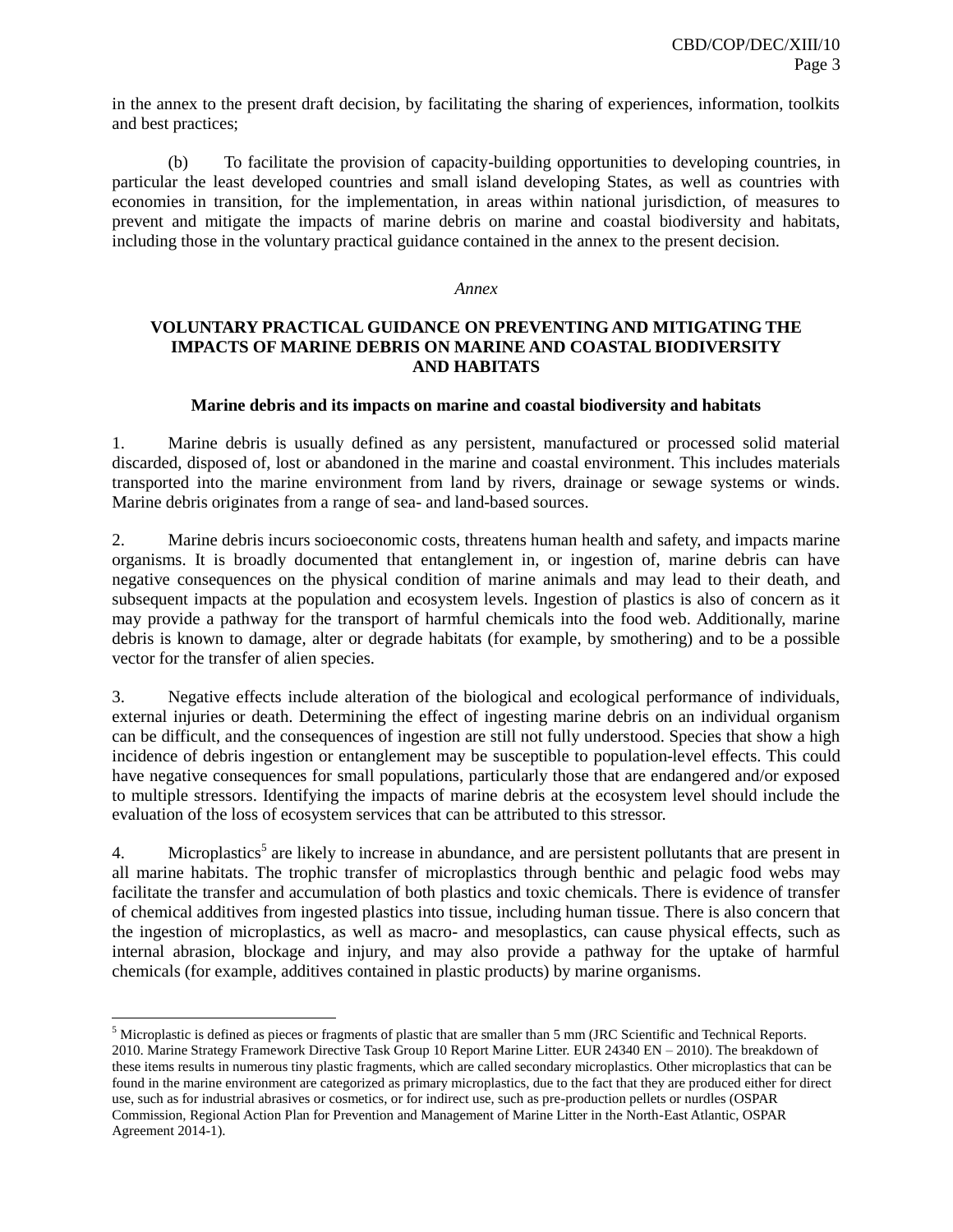in the annex to the present draft decision, by facilitating the sharing of experiences, information, toolkits and best practices;

(b) To facilitate the provision of capacity-building opportunities to developing countries, in particular the least developed countries and small island developing States, as well as countries with economies in transition, for the implementation, in areas within national jurisdiction, of measures to prevent and mitigate the impacts of marine debris on marine and coastal biodiversity and habitats, including those in the voluntary practical guidance contained in the annex to the present decision.

*Annex*

## VOLUNTARY PRACTICAL GUIDANCE ON PREVENTING AND MITIGATING THE IMPACTS OF MARINE DEBRIS ON MARINE AND COASTAL BIODIVERSITY AND HABITATS

### Marine debris and its impacts on marine and coastal biodiversity and habitats

1. Marine debris is usually defined as any persistent, manufactured or processed solid material discarded, disposed of, lost or abandoned in the marine and coastal environment. This includes materials transported into the marine environment from land by rivers, drainage or sewage systems or winds. Marine debris originates from a range of sea- and land-based sources.

2. Marine debris incurs socioeconomic costs, threatens human health and safety, and impacts marine organisms. It is broadly documented that entanglement in, or ingestion of, marine debris can have negative consequences on the physical condition of marine animals and may lead to their death, and subsequent impacts at the population and ecosystem levels. Ingestion of plastics is also of concern as it may provide a pathway for the transport of harmful chemicals into the food web. Additionally, marine debris is known to damage, alter or degrade habitats (for example, by smothering) and to be a possible vector for the transfer of alien species.

3. Negative effects include alteration of the biological and ecological performance of individuals, external injuries or death. Determining the effect of ingesting marine debris on an individual organism can be difficult, and the consequences of ingestion are still not fully understood. Species that show a high incidence of debris ingestion or entanglement may be susceptible to population-level effects. This could have negative consequences for small populations, particularly those that are endangered and/or exposed to multiple stressors. Identifying the impacts of marine debris at the ecosystem level should include the evaluation of the loss of ecosystem services that can be attributed to this stressor.

4. Microplastics[5] are likely to increase in abundance, and are persistent pollutants that are present in all marine habitats. The trophic transfer of microplastics through benthic and pelagic food webs may facilitate the transfer and accumulation of both plastics and toxic chemicals. There is evidence of transfer of chemical additives from ingested plastics into tissue, including human tissue. There is also concern that the ingestion of microplastics, as well as macro- and mesoplastics, can cause physical effects, such as internal abrasion, blockage and injury, and may also provide a pathway for the uptake of harmful chemicals (for example, additives contained in plastic products) by marine organisms.

---

[5] Microplastic is defined as pieces or fragments of plastic that are smaller than 5 mm (JRC Scientific and Technical Reports. 2010. Marine Strategy Framework Directive Task Group 10 Report Marine Litter. EUR 24340 EN – 2010). The breakdown of these items results in numerous tiny plastic fragments, which are called secondary microplastics. Other microplastics that can be found in the marine environment are categorized as primary microplastics, due to the fact that they are produced either for direct use, such as for industrial abrasives or cosmetics, or for indirect use, such as pre-production pellets or nurdles (OSPAR Commission, Regional Action Plan for Prevention and Management of Marine Litter in the North-East Atlantic, OSPAR Agreement 2014-1).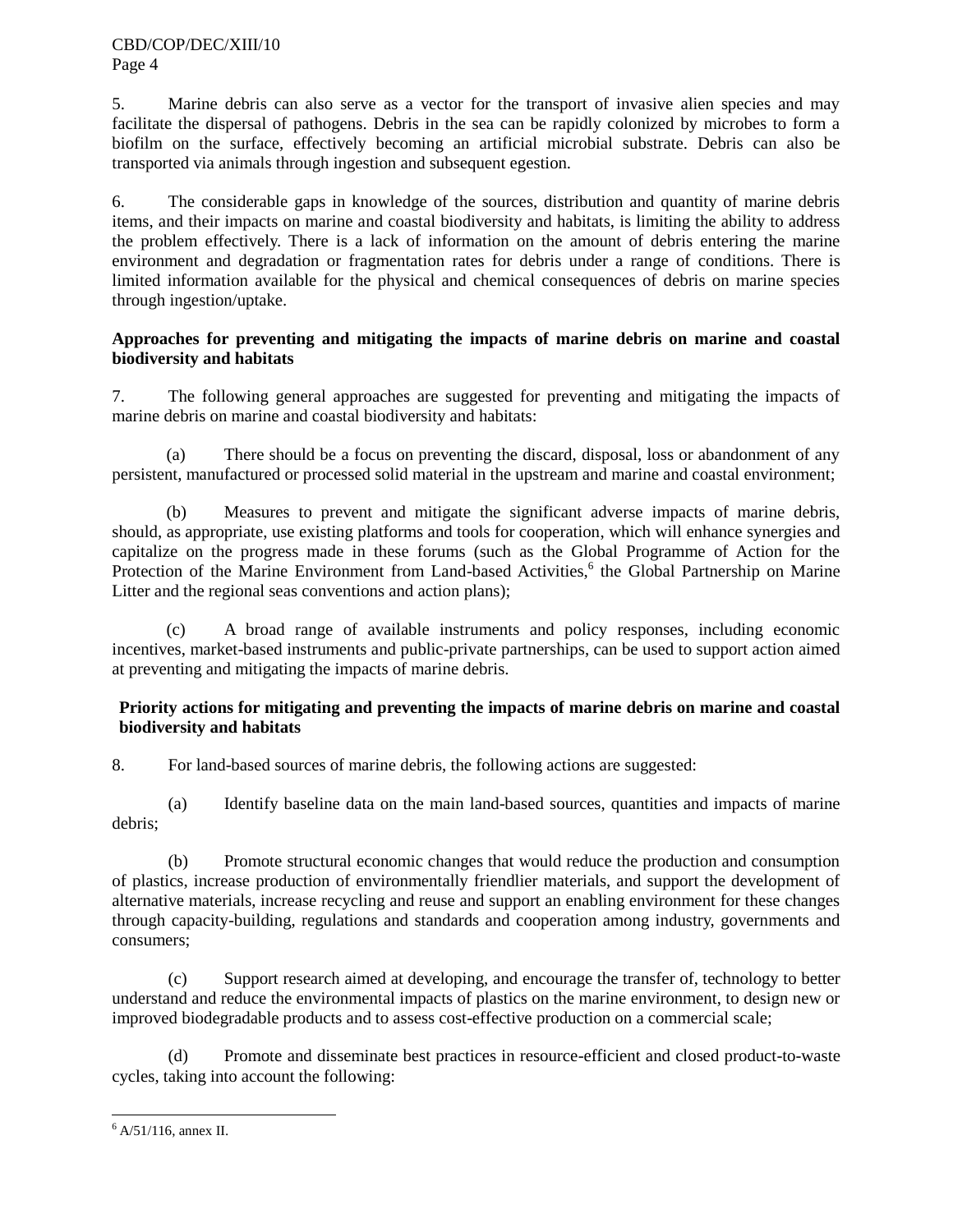5. Marine debris can also serve as a vector for the transport of invasive alien species and may facilitate the dispersal of pathogens. Debris in the sea can be rapidly colonized by microbes to form a biofilm on the surface, effectively becoming an artificial microbial substrate. Debris can also be transported via animals through ingestion and subsequent egestion.

6. The considerable gaps in knowledge of the sources, distribution and quantity of marine debris items, and their impacts on marine and coastal biodiversity and habitats, is limiting the ability to address the problem effectively. There is a lack of information on the amount of debris entering the marine environment and degradation or fragmentation rates for debris under a range of conditions. There is limited information available for the physical and chemical consequences of debris on marine species through ingestion/uptake.

**Approaches for preventing and mitigating the impacts of marine debris on marine and coastal biodiversity and habitats**

7. The following general approaches are suggested for preventing and mitigating the impacts of marine debris on marine and coastal biodiversity and habitats:

(a) There should be a focus on preventing the discard, disposal, loss or abandonment of any persistent, manufactured or processed solid material in the upstream and marine and coastal environment;

(b) Measures to prevent and mitigate the significant adverse impacts of marine debris, should, as appropriate, use existing platforms and tools for cooperation, which will enhance synergies and capitalize on the progress made in these forums (such as the Global Programme of Action for the Protection of the Marine Environment from Land-based Activities,[6] the Global Partnership on Marine Litter and the regional seas conventions and action plans);

(c) A broad range of available instruments and policy responses, including economic incentives, market-based instruments and public-private partnerships, can be used to support action aimed at preventing and mitigating the impacts of marine debris.

**Priority actions for mitigating and preventing the impacts of marine debris on marine and coastal biodiversity and habitats**

8. For land-based sources of marine debris, the following actions are suggested:

(a) Identify baseline data on the main land-based sources, quantities and impacts of marine debris;

(b) Promote structural economic changes that would reduce the production and consumption of plastics, increase production of environmentally friendlier materials, and support the development of alternative materials, increase recycling and reuse and support an enabling environment for these changes through capacity-building, regulations and standards and cooperation among industry, governments and consumers;

(c) Support research aimed at developing, and encourage the transfer of, technology to better understand and reduce the environmental impacts of plastics on the marine environment, to design new or improved biodegradable products and to assess cost-effective production on a commercial scale;

(d) Promote and disseminate best practices in resource-efficient and closed product-to-waste cycles, taking into account the following:

---

[6] A/51/116, annex II.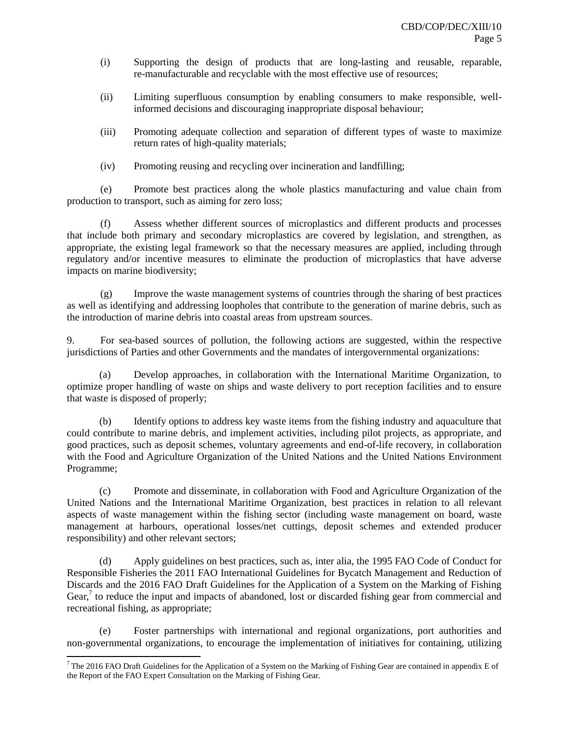(i) Supporting the design of products that are long-lasting and reusable, reparable, re-manufacturable and recyclable with the most effective use of resources;

(ii) Limiting superfluous consumption by enabling consumers to make responsible, well-informed decisions and discouraging inappropriate disposal behaviour;

(iii) Promoting adequate collection and separation of different types of waste to maximize return rates of high-quality materials;

(iv) Promoting reusing and recycling over incineration and landfilling;

(e) Promote best practices along the whole plastics manufacturing and value chain from production to transport, such as aiming for zero loss;

(f) Assess whether different sources of microplastics and different products and processes that include both primary and secondary microplastics are covered by legislation, and strengthen, as appropriate, the existing legal framework so that the necessary measures are applied, including through regulatory and/or incentive measures to eliminate the production of microplastics that have adverse impacts on marine biodiversity;

(g) Improve the waste management systems of countries through the sharing of best practices as well as identifying and addressing loopholes that contribute to the generation of marine debris, such as the introduction of marine debris into coastal areas from upstream sources.

9. For sea-based sources of pollution, the following actions are suggested, within the respective jurisdictions of Parties and other Governments and the mandates of intergovernmental organizations:

(a) Develop approaches, in collaboration with the International Maritime Organization, to optimize proper handling of waste on ships and waste delivery to port reception facilities and to ensure that waste is disposed of properly;

(b) Identify options to address key waste items from the fishing industry and aquaculture that could contribute to marine debris, and implement activities, including pilot projects, as appropriate, and good practices, such as deposit schemes, voluntary agreements and end-of-life recovery, in collaboration with the Food and Agriculture Organization of the United Nations and the United Nations Environment Programme;

(c) Promote and disseminate, in collaboration with Food and Agriculture Organization of the United Nations and the International Maritime Organization, best practices in relation to all relevant aspects of waste management within the fishing sector (including waste management on board, waste management at harbours, operational losses/net cuttings, deposit schemes and extended producer responsibility) and other relevant sectors;

(d) Apply guidelines on best practices, such as, inter alia, the 1995 FAO Code of Conduct for Responsible Fisheries the 2011 FAO International Guidelines for Bycatch Management and Reduction of Discards and the 2016 FAO Draft Guidelines for the Application of a System on the Marking of Fishing Gear,[7] to reduce the input and impacts of abandoned, lost or discarded fishing gear from commercial and recreational fishing, as appropriate;

(e) Foster partnerships with international and regional organizations, port authorities and non-governmental organizations, to encourage the implementation of initiatives for containing, utilizing

---

[7] The 2016 FAO Draft Guidelines for the Application of a System on the Marking of Fishing Gear are contained in appendix E of the Report of the FAO Expert Consultation on the Marking of Fishing Gear.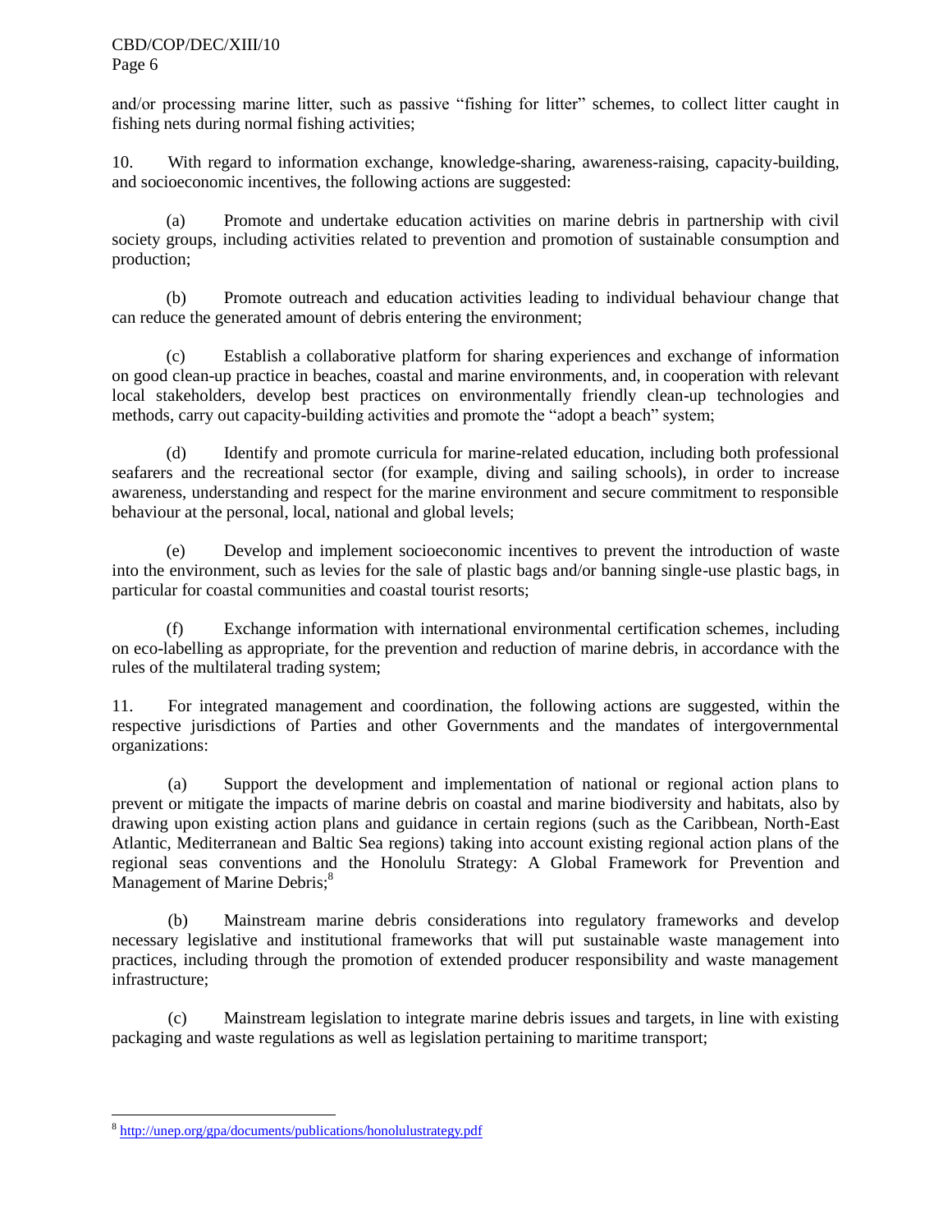and/or processing marine litter, such as passive "fishing for litter" schemes, to collect litter caught in fishing nets during normal fishing activities;

10. With regard to information exchange, knowledge-sharing, awareness-raising, capacity-building, and socioeconomic incentives, the following actions are suggested:

(a) Promote and undertake education activities on marine debris in partnership with civil society groups, including activities related to prevention and promotion of sustainable consumption and production;

(b) Promote outreach and education activities leading to individual behaviour change that can reduce the generated amount of debris entering the environment;

(c) Establish a collaborative platform for sharing experiences and exchange of information on good clean-up practice in beaches, coastal and marine environments, and, in cooperation with relevant local stakeholders, develop best practices on environmentally friendly clean-up technologies and methods, carry out capacity-building activities and promote the "adopt a beach" system;

(d) Identify and promote curricula for marine-related education, including both professional seafarers and the recreational sector (for example, diving and sailing schools), in order to increase awareness, understanding and respect for the marine environment and secure commitment to responsible behaviour at the personal, local, national and global levels;

(e) Develop and implement socioeconomic incentives to prevent the introduction of waste into the environment, such as levies for the sale of plastic bags and/or banning single-use plastic bags, in particular for coastal communities and coastal tourist resorts;

(f) Exchange information with international environmental certification schemes, including on eco-labelling as appropriate, for the prevention and reduction of marine debris, in accordance with the rules of the multilateral trading system;

11. For integrated management and coordination, the following actions are suggested, within the respective jurisdictions of Parties and other Governments and the mandates of intergovernmental organizations:

(a) Support the development and implementation of national or regional action plans to prevent or mitigate the impacts of marine debris on coastal and marine biodiversity and habitats, also by drawing upon existing action plans and guidance in certain regions (such as the Caribbean, North-East Atlantic, Mediterranean and Baltic Sea regions) taking into account existing regional action plans of the regional seas conventions and the Honolulu Strategy: A Global Framework for Prevention and Management of Marine Debris;[8]

(b) Mainstream marine debris considerations into regulatory frameworks and develop necessary legislative and institutional frameworks that will put sustainable waste management into practices, including through the promotion of extended producer responsibility and waste management infrastructure;

(c) Mainstream legislation to integrate marine debris issues and targets, in line with existing packaging and waste regulations as well as legislation pertaining to maritime transport;

[8] http://unep.org/gpa/documents/publications/honolulustrategy.pdf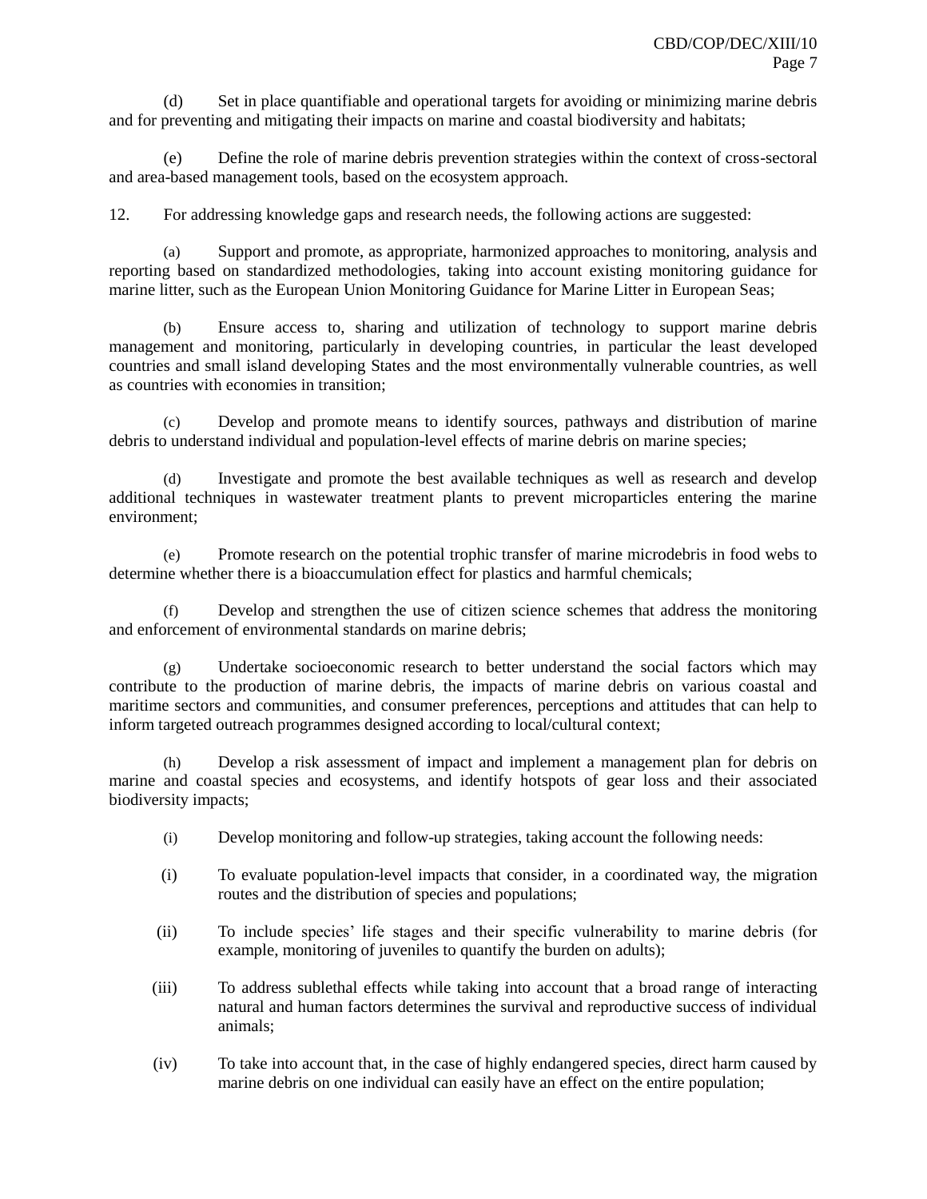(d) Set in place quantifiable and operational targets for avoiding or minimizing marine debris and for preventing and mitigating their impacts on marine and coastal biodiversity and habitats;

(e) Define the role of marine debris prevention strategies within the context of cross-sectoral and area-based management tools, based on the ecosystem approach.

12. For addressing knowledge gaps and research needs, the following actions are suggested:

(a) Support and promote, as appropriate, harmonized approaches to monitoring, analysis and reporting based on standardized methodologies, taking into account existing monitoring guidance for marine litter, such as the European Union Monitoring Guidance for Marine Litter in European Seas;

(b) Ensure access to, sharing and utilization of technology to support marine debris management and monitoring, particularly in developing countries, in particular the least developed countries and small island developing States and the most environmentally vulnerable countries, as well as countries with economies in transition;

(c) Develop and promote means to identify sources, pathways and distribution of marine debris to understand individual and population-level effects of marine debris on marine species;

(d) Investigate and promote the best available techniques as well as research and develop additional techniques in wastewater treatment plants to prevent microparticles entering the marine environment;

(e) Promote research on the potential trophic transfer of marine microdebris in food webs to determine whether there is a bioaccumulation effect for plastics and harmful chemicals;

(f) Develop and strengthen the use of citizen science schemes that address the monitoring and enforcement of environmental standards on marine debris;

(g) Undertake socioeconomic research to better understand the social factors which may contribute to the production of marine debris, the impacts of marine debris on various coastal and maritime sectors and communities, and consumer preferences, perceptions and attitudes that can help to inform targeted outreach programmes designed according to local/cultural context;

(h) Develop a risk assessment of impact and implement a management plan for debris on marine and coastal species and ecosystems, and identify hotspots of gear loss and their associated biodiversity impacts;

(i) Develop monitoring and follow-up strategies, taking account the following needs:

(i) To evaluate population-level impacts that consider, in a coordinated way, the migration routes and the distribution of species and populations;

(ii) To include species' life stages and their specific vulnerability to marine debris (for example, monitoring of juveniles to quantify the burden on adults);

(iii) To address sublethal effects while taking into account that a broad range of interacting natural and human factors determines the survival and reproductive success of individual animals;

(iv) To take into account that, in the case of highly endangered species, direct harm caused by marine debris on one individual can easily have an effect on the entire population;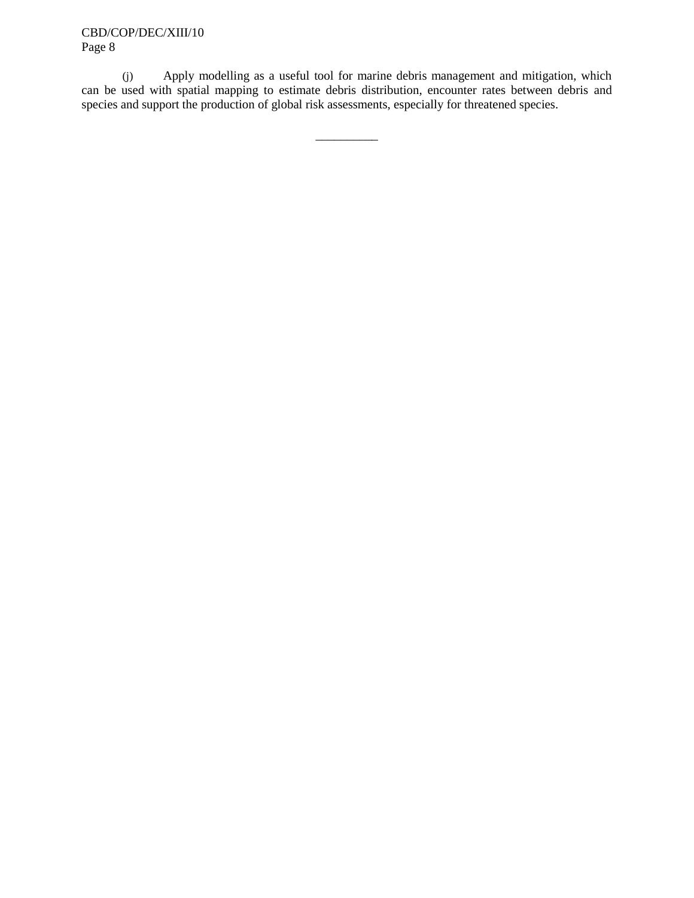(j) Apply modelling as a useful tool for marine debris management and mitigation, which can be used with spatial mapping to estimate debris distribution, encounter rates between debris and species and support the production of global risk assessments, especially for threatened species.

__________